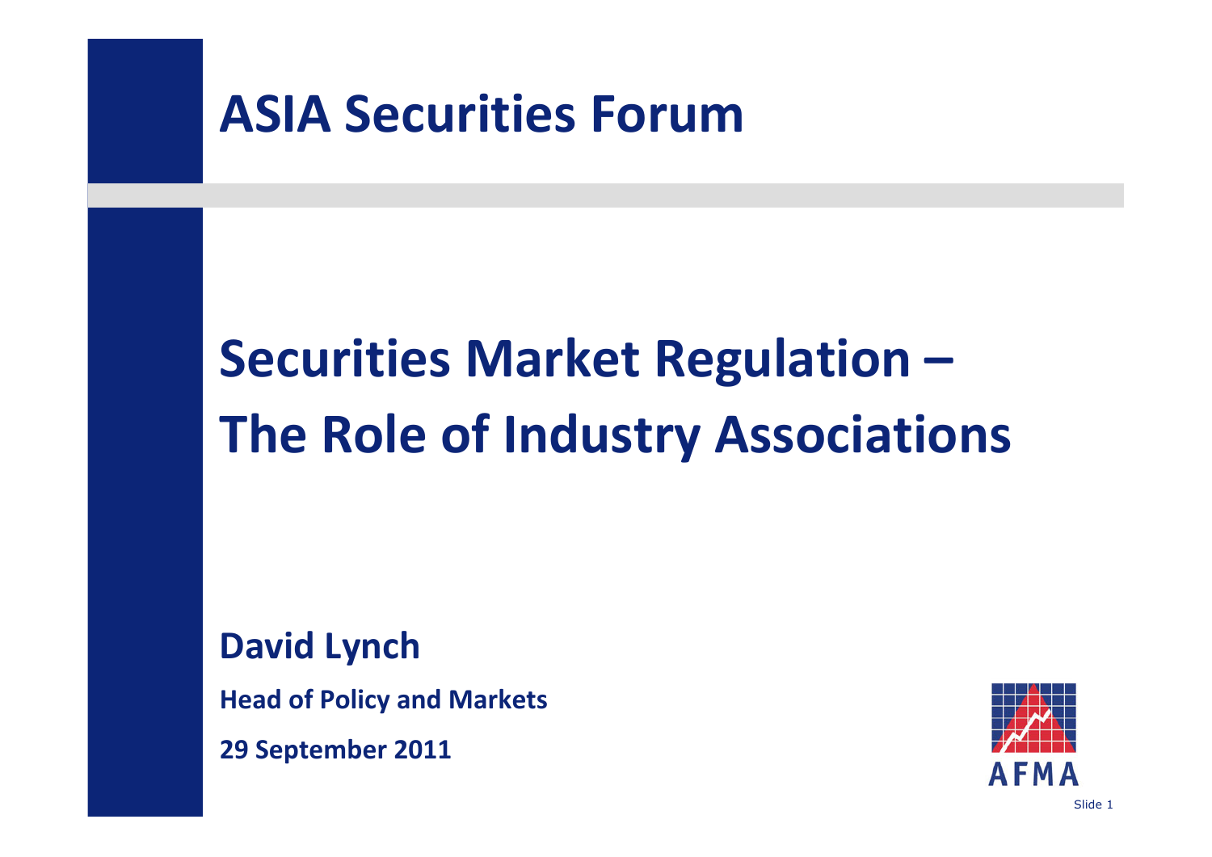# ASIA Securities Forum

## Securities Market Regulation – The Role of Industry Associations

**David Lynch**

**Head of Policy and Markets**

**29 September 2011**

AFMA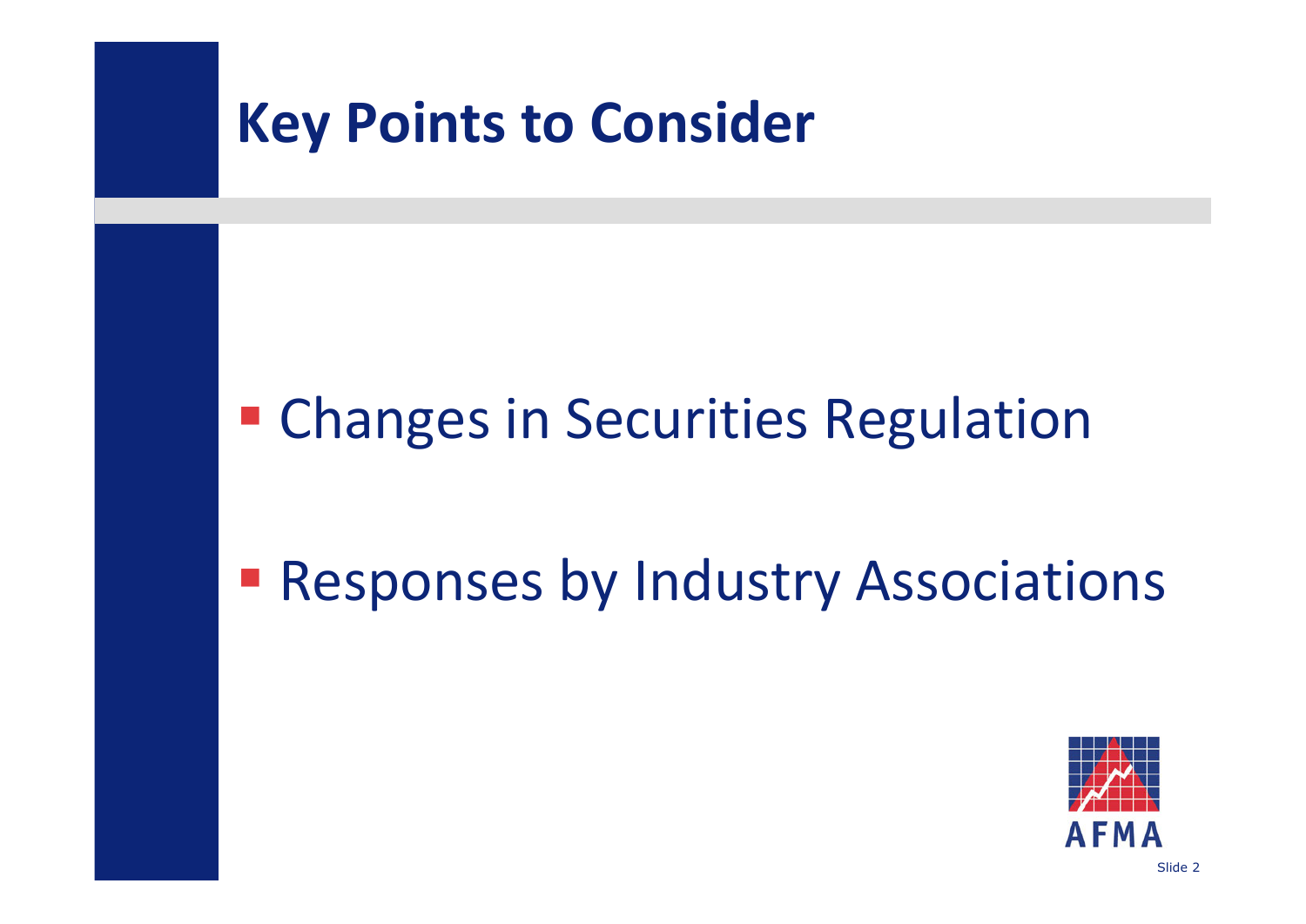# Key Points to Consider

- Changes in Securities Regulation
- Responses by Industry Associations

AFMA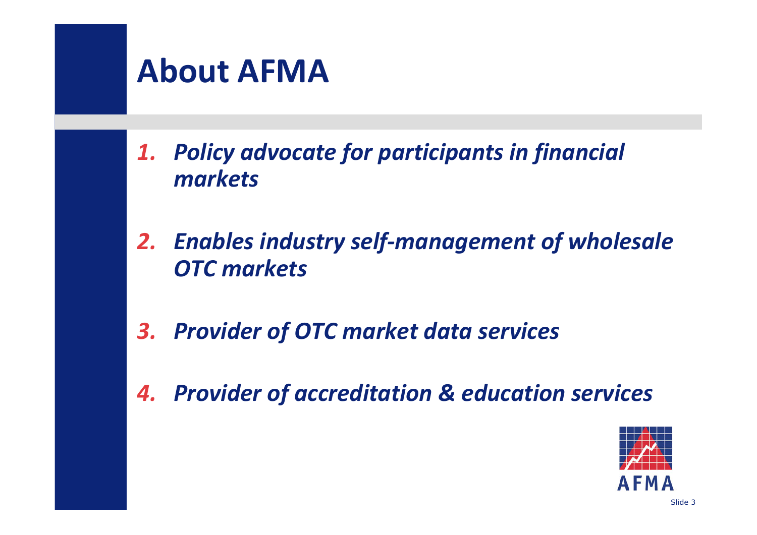# About AFMA

1. ***Policy advocate for participants in financial markets***
2. ***Enables industry self-management of wholesale OTC markets***
3. ***Provider of OTC market data services***
4. ***Provider of accreditation & education services***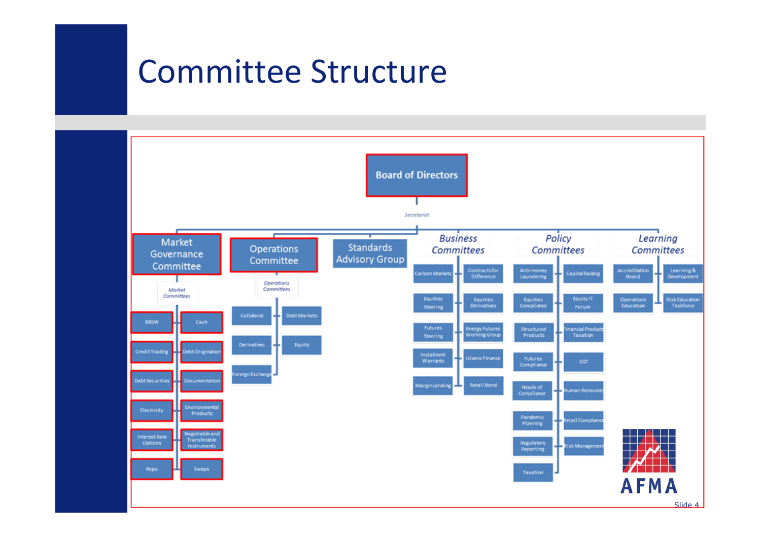# Committee Structure

Board of Directors

Secretariat

## Market Governance Committee

*Market Committees*

- BBSW
- Cash
- Credit Trading
- Debt Origination
- Debt Securities
- Documentation
- Electricity
- Environmental Products
- Interest Rate Options
- Negotiable and Transferable Instruments
- Repo
- Swaps

## Operations Committee

*Operations Committees*

- Collateral
- Debt Markets
- Derivatives
- Equity
- Foreign Exchange

## Standards Advisory Group

## *Business Committees*

- Carbon Markets
- Contracts for Difference
- Equities Steering
- Equities Derivatives
- Futures Steering
- Energy Futures Working Group
- Instalment Warrants
- Islamic Finance
- Margin Lending
- Retail Bond

## *Policy Committees*

- Anti-money Laundering
- Capital Raising
- Equities Compliance
- Equity IT Forum
- Structured Products
- Financial Products Taxation
- Futures Compliance
- GST
- Heads of Compliance
- Human Resources
- Pandemic Planning
- Retail Compliance
- Regulatory Reporting
- Risk Management
- Taxation

## *Learning Committees*

- Accreditation Board
- Learning & Development
- Operations Education
- Risk Education Taskforce

AFMA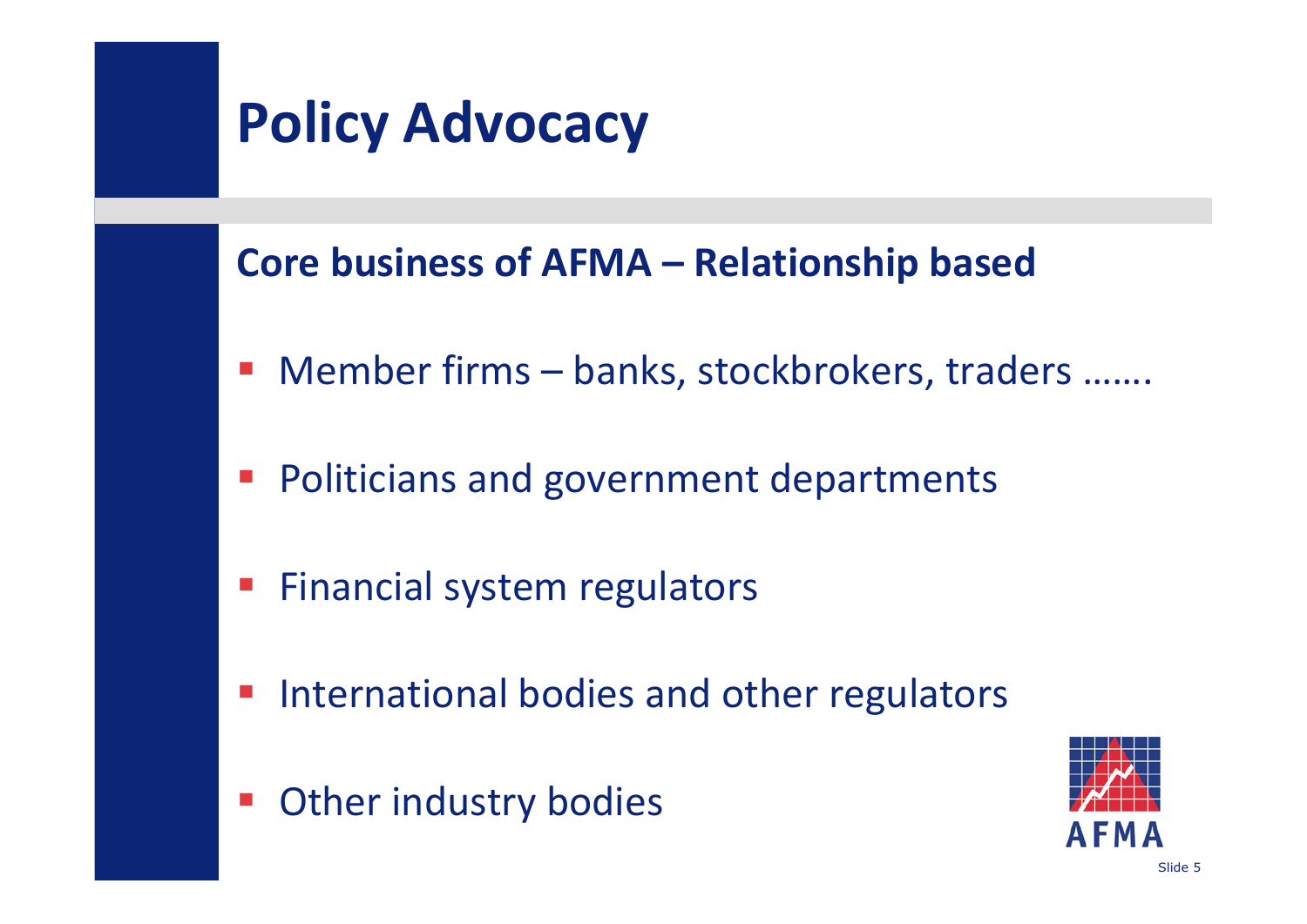# Policy Advocacy

**Core business of AFMA – Relationship based**

- Member firms – banks, stockbrokers, traders …….
- Politicians and government departments
- Financial system regulators
- International bodies and other regulators
- Other industry bodies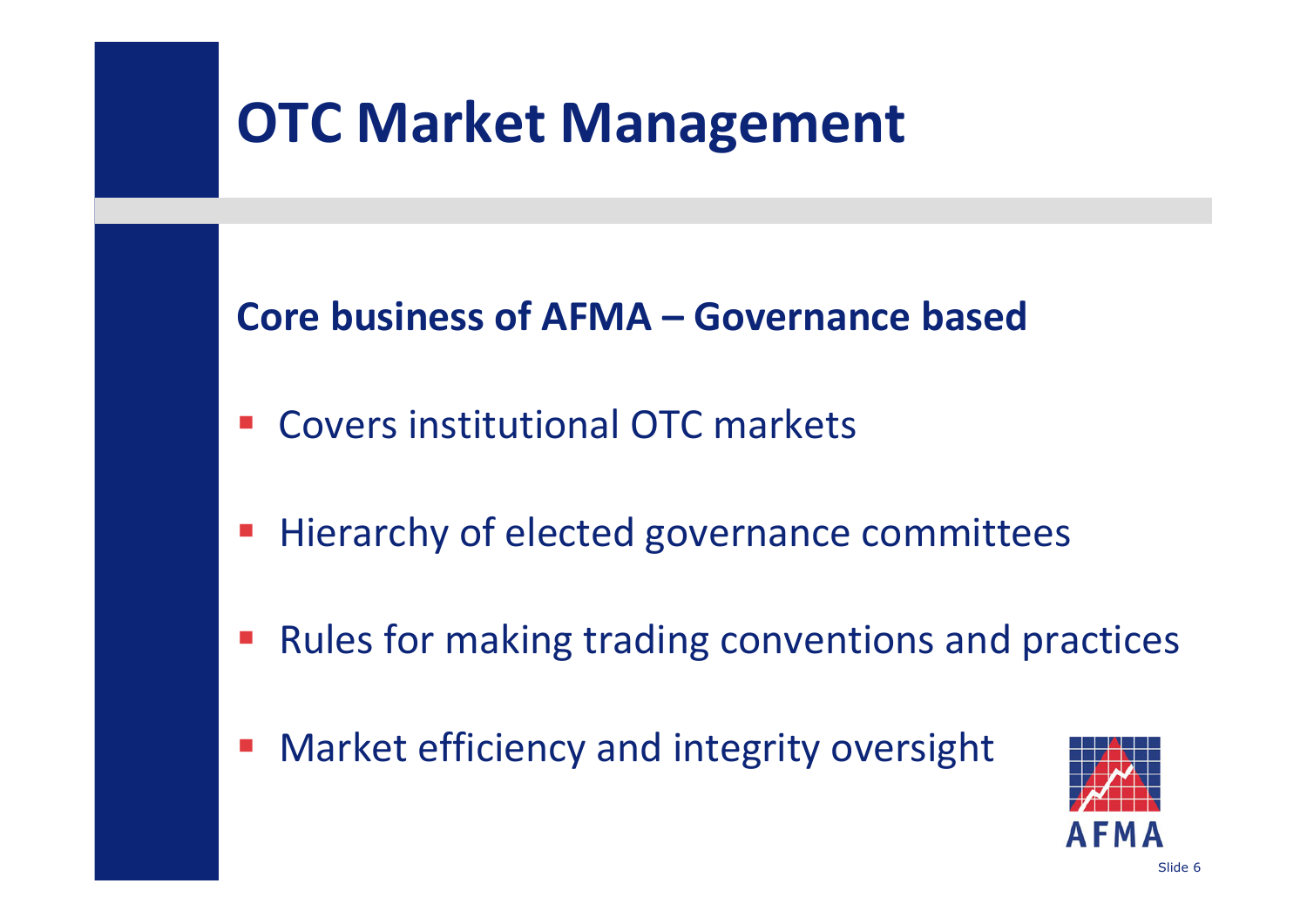# OTC Market Management

**Core business of AFMA – Governance based**

- Covers institutional OTC markets
- Hierarchy of elected governance committees
- Rules for making trading conventions and practices
- Market efficiency and integrity oversight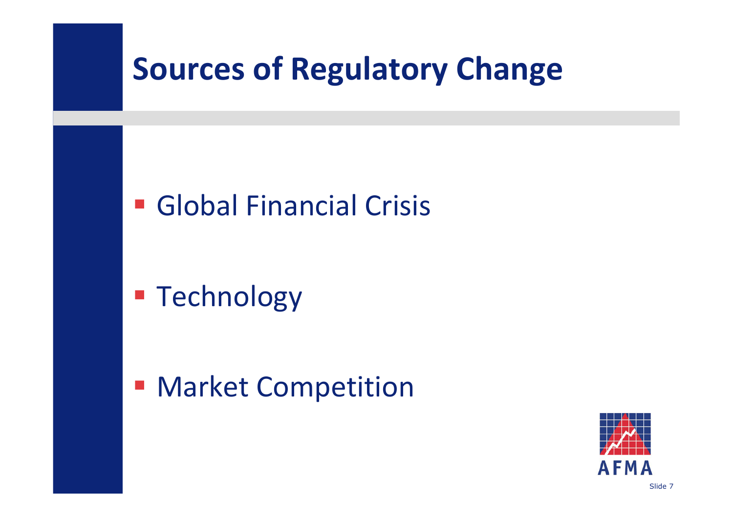# Sources of Regulatory Change

- Global Financial Crisis
- Technology
- Market Competition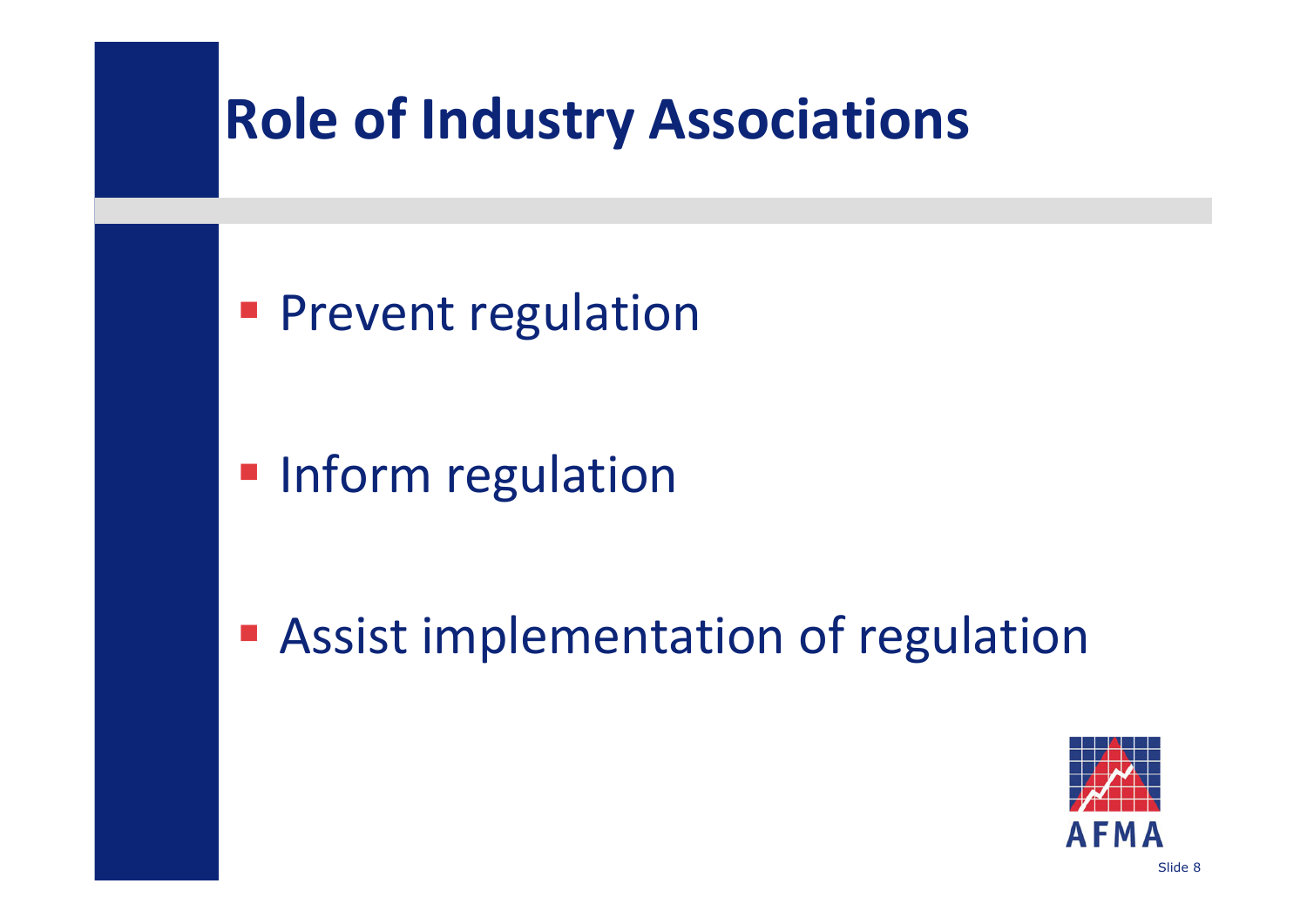# Role of Industry Associations

- Prevent regulation
- Inform regulation
- Assist implementation of regulation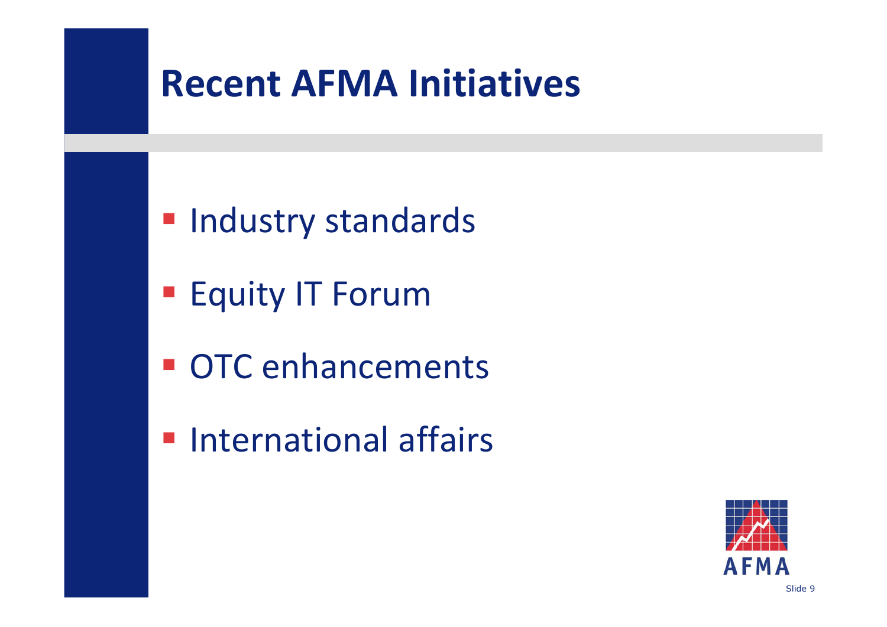# Recent AFMA Initiatives

- Industry standards
- Equity IT Forum
- OTC enhancements
- International affairs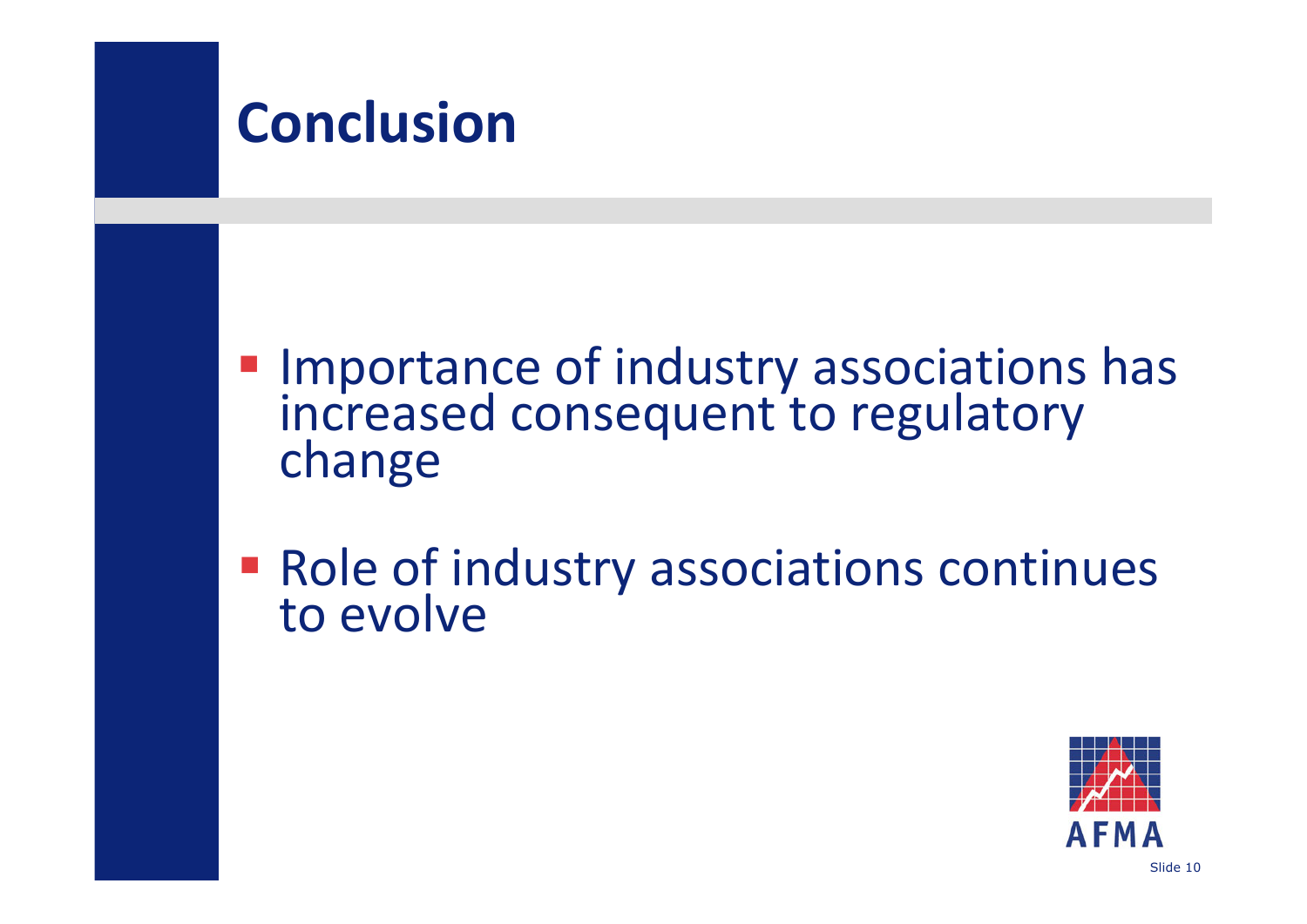# Conclusion

- Importance of industry associations has increased consequent to regulatory change
- Role of industry associations continues to evolve

AFMA